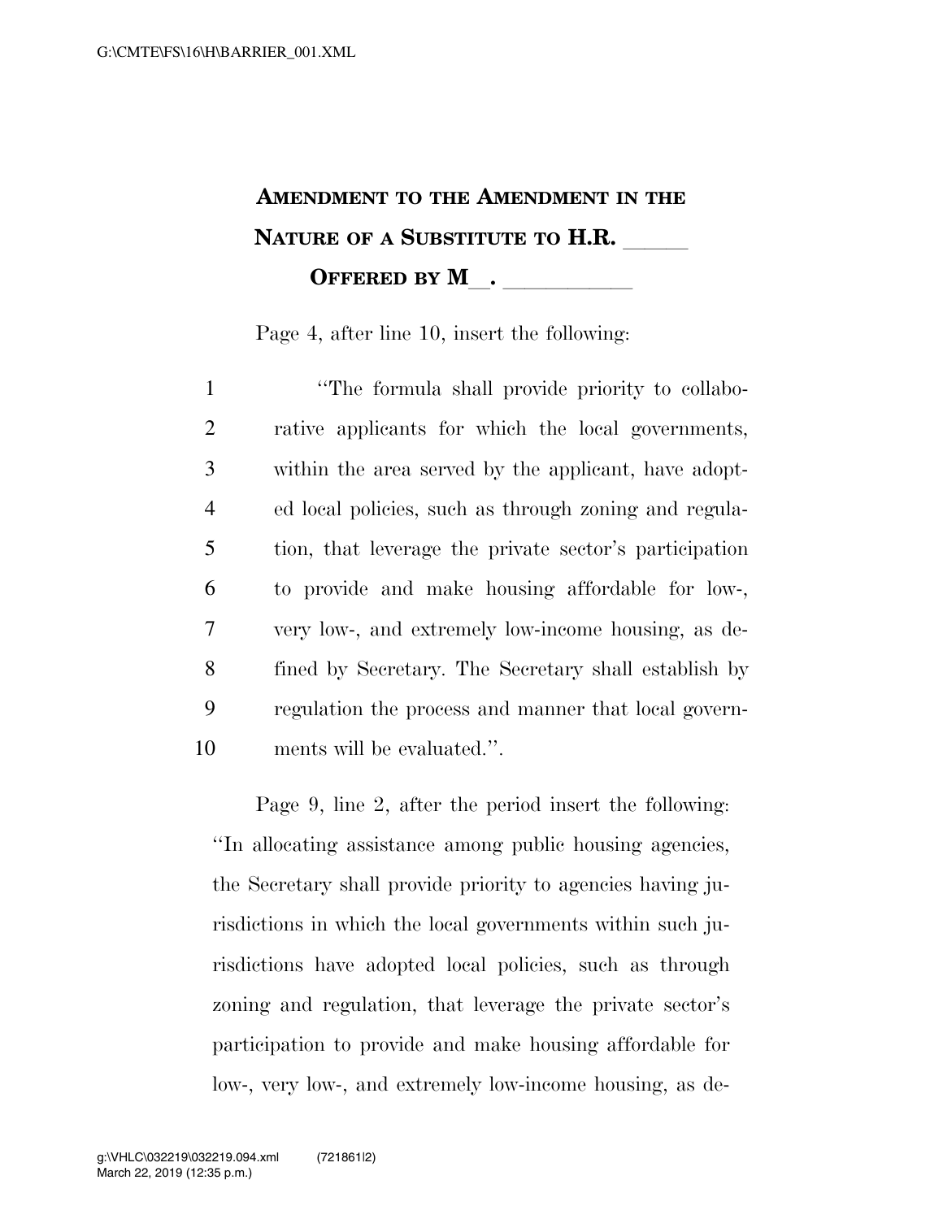**AMENDMENT TO THE AMENDMENT IN THE NATURE OF A SUBSTITUTE TO H.R. \_\_\_\_\_**

**OFFERED BY M\_\_. \_\_\_\_\_\_\_\_\_\_\_**

Page 4, after line 10, insert the following:

1 "The formula shall provide priority to collabo-
2 rative applicants for which the local governments,
3 within the area served by the applicant, have adopt-
4 ed local policies, such as through zoning and regula-
5 tion, that leverage the private sector's participation
6 to provide and make housing affordable for low-,
7 very low-, and extremely low-income housing, as de-
8 fined by Secretary. The Secretary shall establish by
9 regulation the process and manner that local govern-
10 ments will be evaluated.".

Page 9, line 2, after the period insert the following: "In allocating assistance among public housing agencies, the Secretary shall provide priority to agencies having jurisdictions in which the local governments within such jurisdictions have adopted local policies, such as through zoning and regulation, that leverage the private sector's participation to provide and make housing affordable for low-, very low-, and extremely low-income housing, as de-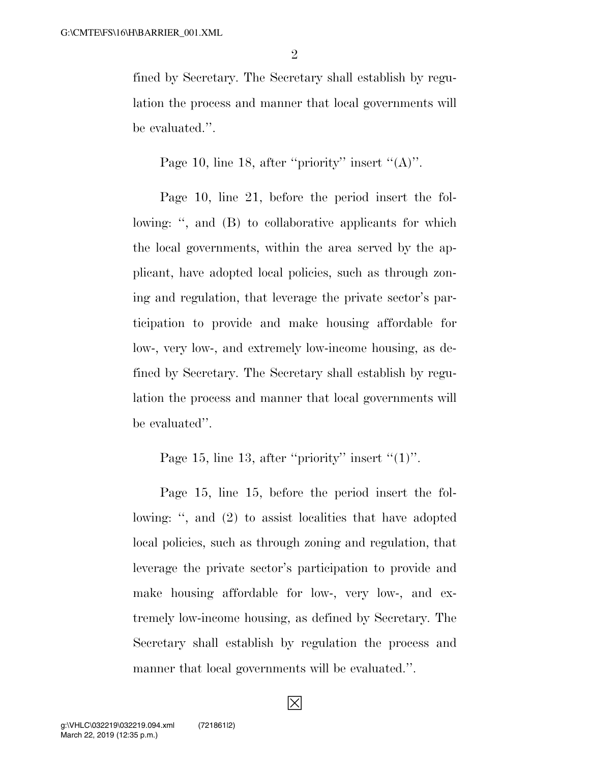fined by Secretary. The Secretary shall establish by regulation the process and manner that local governments will be evaluated.''.

Page 10, line 18, after ''priority'' insert ''(A)''.

Page 10, line 21, before the period insert the following: '', and (B) to collaborative applicants for which the local governments, within the area served by the applicant, have adopted local policies, such as through zoning and regulation, that leverage the private sector's participation to provide and make housing affordable for low-, very low-, and extremely low-income housing, as defined by Secretary. The Secretary shall establish by regulation the process and manner that local governments will be evaluated''.

Page 15, line 13, after ''priority'' insert ''(1)''.

Page 15, line 15, before the period insert the following: '', and (2) to assist localities that have adopted local policies, such as through zoning and regulation, that leverage the private sector's participation to provide and make housing affordable for low-, very low-, and extremely low-income housing, as defined by Secretary. The Secretary shall establish by regulation the process and manner that local governments will be evaluated.''.